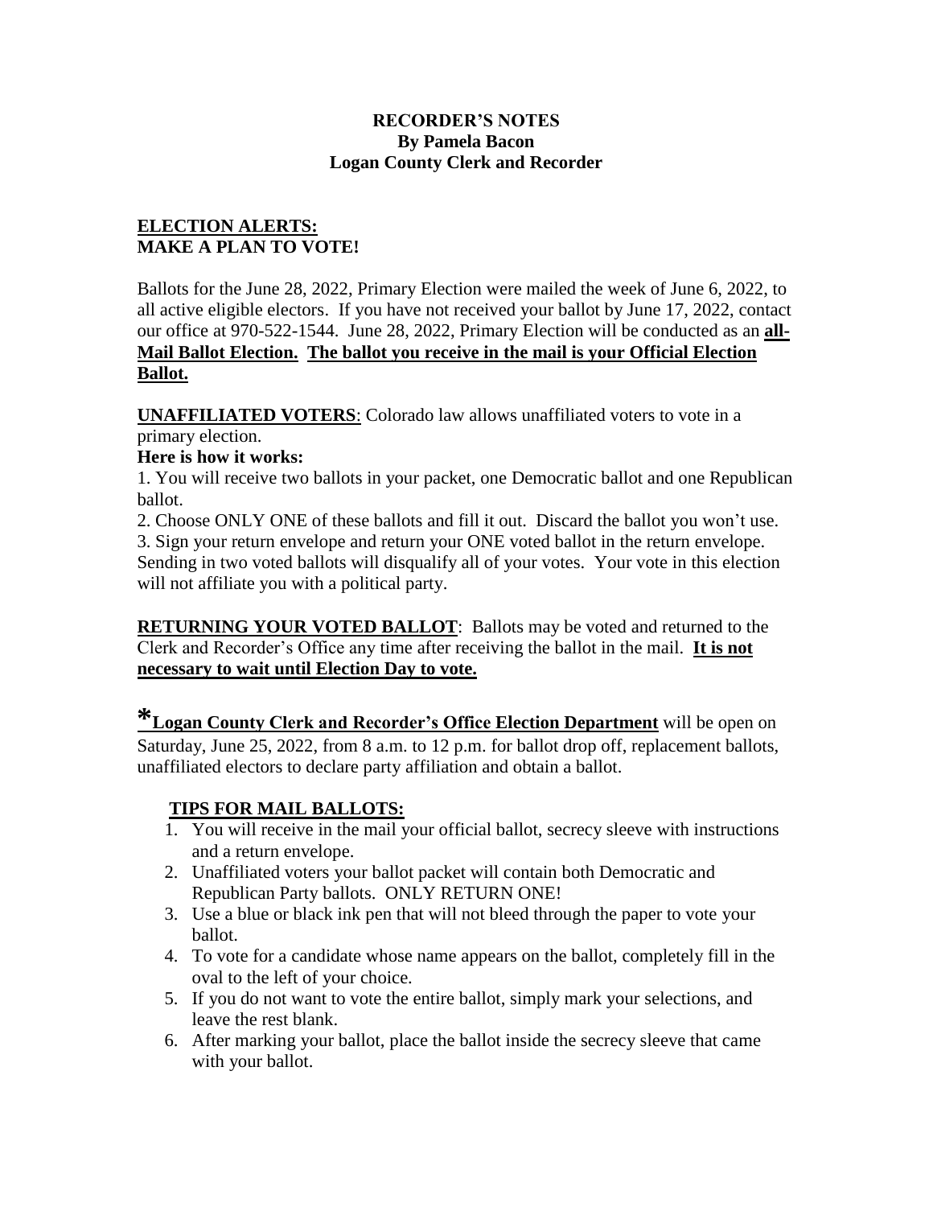# RECORDER'S NOTES
**By Pamela Bacon**
**Logan County Clerk and Recorder**

## ELECTION ALERTS:
## MAKE A PLAN TO VOTE!

Ballots for the June 28, 2022, Primary Election were mailed the week of June 6, 2022, to all active eligible electors. If you have not received your ballot by June 17, 2022, contact our office at 970-522-1544. June 28, 2022, Primary Election will be conducted as an **all-Mail Ballot Election.** **The ballot you receive in the mail is your Official Election Ballot.**

**UNAFFILIATED VOTERS**: Colorado law allows unaffiliated voters to vote in a primary election.

**Here is how it works:**

1. You will receive two ballots in your packet, one Democratic ballot and one Republican ballot.
2. Choose ONLY ONE of these ballots and fill it out. Discard the ballot you won't use.
3. Sign your return envelope and return your ONE voted ballot in the return envelope. Sending in two voted ballots will disqualify all of your votes. Your vote in this election will not affiliate you with a political party.

**RETURNING YOUR VOTED BALLOT**: Ballots may be voted and returned to the Clerk and Recorder's Office any time after receiving the ballot in the mail. **It is not necessary to wait until Election Day to vote.**

***Logan County Clerk and Recorder's Office Election Department** will be open on Saturday, June 25, 2022, from 8 a.m. to 12 p.m. for ballot drop off, replacement ballots, unaffiliated electors to declare party affiliation and obtain a ballot.

### TIPS FOR MAIL BALLOTS:

1. You will receive in the mail your official ballot, secrecy sleeve with instructions and a return envelope.
2. Unaffiliated voters your ballot packet will contain both Democratic and Republican Party ballots. ONLY RETURN ONE!
3. Use a blue or black ink pen that will not bleed through the paper to vote your ballot.
4. To vote for a candidate whose name appears on the ballot, completely fill in the oval to the left of your choice.
5. If you do not want to vote the entire ballot, simply mark your selections, and leave the rest blank.
6. After marking your ballot, place the ballot inside the secrecy sleeve that came with your ballot.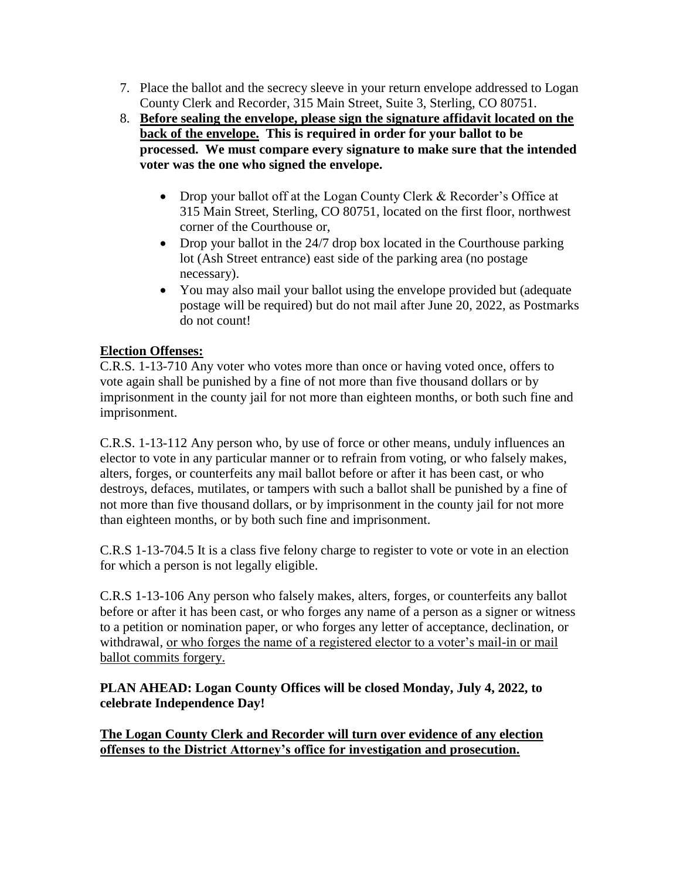7. Place the ballot and the secrecy sleeve in your return envelope addressed to Logan County Clerk and Recorder, 315 Main Street, Suite 3, Sterling, CO 80751.
8. <u>**Before sealing the envelope, please sign the signature affidavit located on the back of the envelope.**</u> **This is required in order for your ballot to be processed. We must compare every signature to make sure that the intended voter was the one who signed the envelope.**

    - Drop your ballot off at the Logan County Clerk & Recorder's Office at 315 Main Street, Sterling, CO 80751, located on the first floor, northwest corner of the Courthouse or,
    - Drop your ballot in the 24/7 drop box located in the Courthouse parking lot (Ash Street entrance) east side of the parking area (no postage necessary).
    - You may also mail your ballot using the envelope provided but (adequate postage will be required) but do not mail after June 20, 2022, as Postmarks do not count!

<u>**Election Offenses:**</u>

C.R.S. 1-13-710 Any voter who votes more than once or having voted once, offers to vote again shall be punished by a fine of not more than five thousand dollars or by imprisonment in the county jail for not more than eighteen months, or both such fine and imprisonment.

C.R.S. 1-13-112 Any person who, by use of force or other means, unduly influences an elector to vote in any particular manner or to refrain from voting, or who falsely makes, alters, forges, or counterfeits any mail ballot before or after it has been cast, or who destroys, defaces, mutilates, or tampers with such a ballot shall be punished by a fine of not more than five thousand dollars, or by imprisonment in the county jail for not more than eighteen months, or by both such fine and imprisonment.

C.R.S 1-13-704.5 It is a class five felony charge to register to vote or vote in an election for which a person is not legally eligible.

C.R.S 1-13-106 Any person who falsely makes, alters, forges, or counterfeits any ballot before or after it has been cast, or who forges any name of a person as a signer or witness to a petition or nomination paper, or who forges any letter of acceptance, declination, or withdrawal, <u>or who forges the name of a registered elector to a voter's mail-in or mail ballot commits forgery.</u>

**PLAN AHEAD: Logan County Offices will be closed Monday, July 4, 2022, to celebrate Independence Day!**

<u>**The Logan County Clerk and Recorder will turn over evidence of any election offenses to the District Attorney's office for investigation and prosecution.**</u>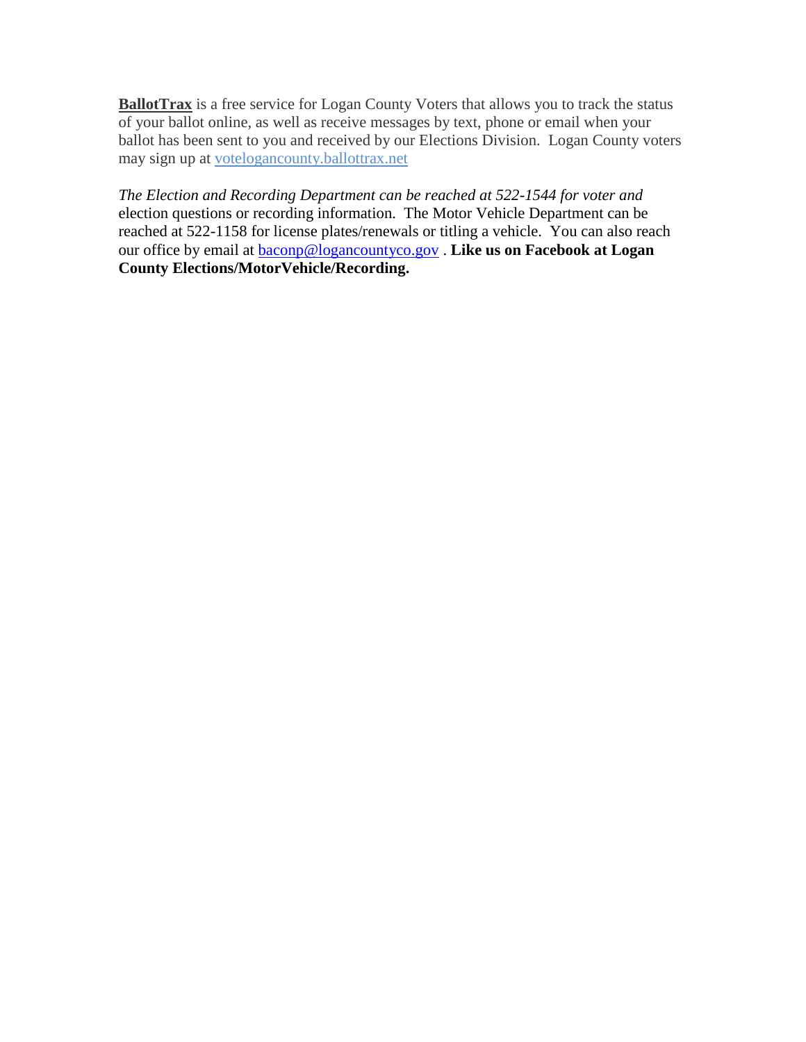**BallotTrax** is a free service for Logan County Voters that allows you to track the status of your ballot online, as well as receive messages by text, phone or email when your ballot has been sent to you and received by our Elections Division. Logan County voters may sign up at votelogancounty.ballottrax.net

*The Election and Recording Department can be reached at 522-1544 for voter and* election questions or recording information. The Motor Vehicle Department can be reached at 522-1158 for license plates/renewals or titling a vehicle. You can also reach our office by email at baconp@logancountyco.gov . **Like us on Facebook at Logan County Elections/MotorVehicle/Recording.**